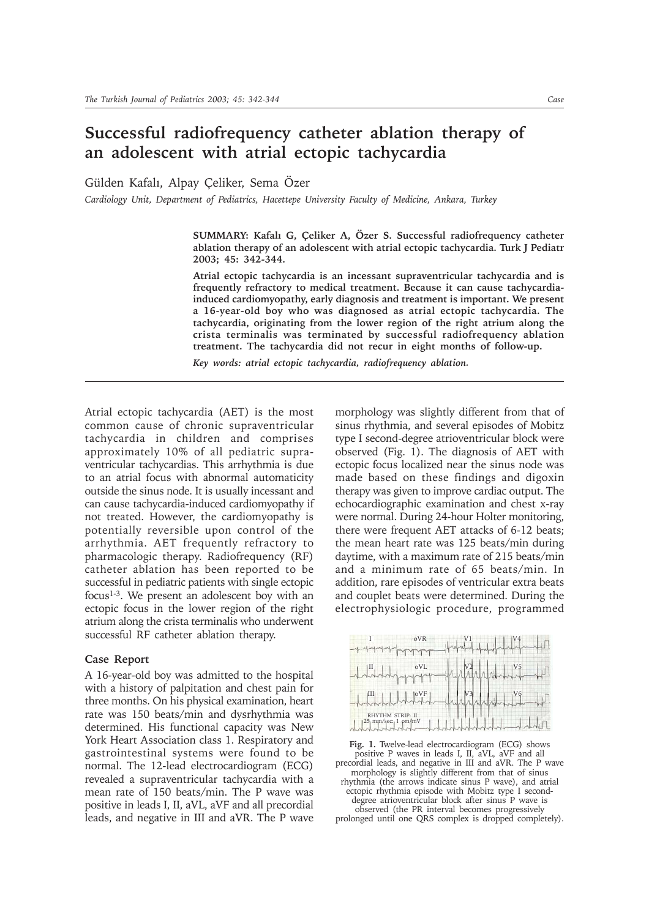# Successful radiofrequency catheter ablation therapy of an adolescent with atrial ectopic tachycardia

Gülden Kafalı, Alpay Çeliker, Sema Özer

*Cardiology Unit, Department of Pediatrics, Hacettepe University Faculty of Medicine, Ankara, Turkey*

**SUMMARY: Kafalı G, Çeliker A, Özer S. Successful radiofrequency catheter ablation therapy of an adolescent with atrial ectopic tachycardia. Turk J Pediatr 2003; 45: 342-344.**

**Atrial ectopic tachycardia is an incessant supraventricular tachycardia and is frequently refractory to medical treatment. Because it can cause tachycardia-induced cardiomyopathy, early diagnosis and treatment is important. We present a 16-year-old boy who was diagnosed as atrial ectopic tachycardia. The tachycardia, originating from the lower region of the right atrium along the crista terminalis was terminated by successful radiofrequency ablation treatment. The tachycardia did not recur in eight months of follow-up.**

***Key words: atrial ectopic tachycardia, radiofrequency ablation.***

Atrial ectopic tachycardia (AET) is the most common cause of chronic supraventricular tachycardia in children and comprises approximately 10% of all pediatric supraventricular tachycardias. This arrhythmia is due to an atrial focus with abnormal automaticity outside the sinus node. It is usually incessant and can cause tachycardia-induced cardiomyopathy if not treated. However, the cardiomyopathy is potentially reversible upon control of the arrhythmia. AET frequently refractory to pharmacologic therapy. Radiofrequency (RF) catheter ablation has been reported to be successful in pediatric patients with single ectopic focus[1-3]. We present an adolescent boy with an ectopic focus in the lower region of the right atrium along the crista terminalis who underwent successful RF catheter ablation therapy.

### Case Report

A 16-year-old boy was admitted to the hospital with a history of palpitation and chest pain for three months. On his physical examination, heart rate was 150 beats/min and dysrhythmia was determined. His functional capacity was New York Heart Association class 1. Respiratory and gastrointestinal systems were found to be normal. The 12-lead electrocardiogram (ECG) revealed a supraventricular tachycardia with a mean rate of 150 beats/min. The P wave was positive in leads I, II, aVL, aVF and all precordial leads, and negative in III and aVR. The P wave morphology was slightly different from that of sinus rhythmia, and several episodes of Mobitz type I second-degree atrioventricular block were observed (Fig. 1). The diagnosis of AET with ectopic focus localized near the sinus node was made based on these findings and digoxin therapy was given to improve cardiac output. The echocardiographic examination and chest x-ray were normal. During 24-hour Holter monitoring, there were frequent AET attacks of 6-12 beats; the mean heart rate was 125 beats/min during daytime, with a maximum rate of 215 beats/min and a minimum rate of 65 beats/min. In addition, rare episodes of ventricular extra beats and couplet beats were determined. During the electrophysiologic procedure, programmed

**Fig. 1.** Twelve-lead electrocardiogram (ECG) shows positive P waves in leads I, II, aVL, aVF and all precordial leads, and negative in III and aVR. The P wave morphology is slightly different from that of sinus rhythmia (the arrows indicate sinus P wave), and atrial ectopic rhythmia episode with Mobitz type I second-degree atrioventricular block after sinus P wave is observed (the PR interval becomes progressively prolonged until one QRS complex is dropped completely).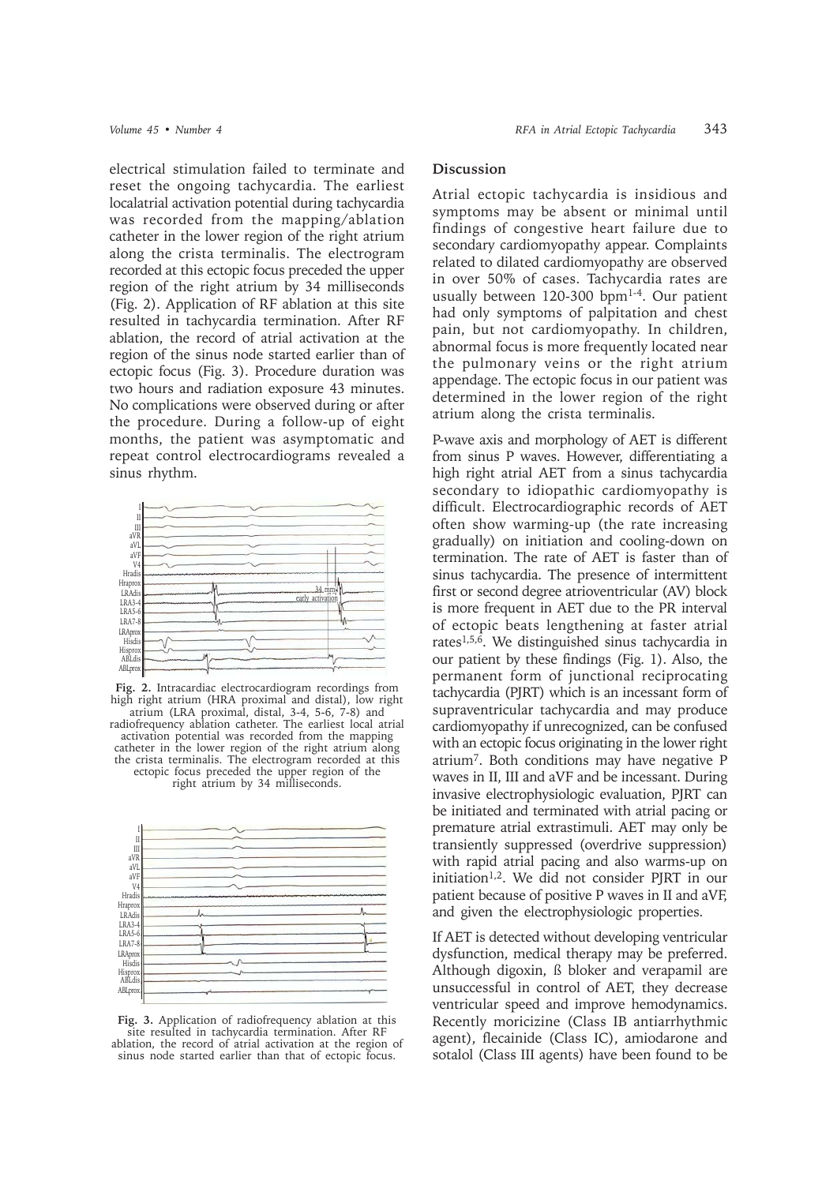electrical stimulation failed to terminate and reset the ongoing tachycardia. The earliest localatrial activation potential during tachycardia was recorded from the mapping/ablation catheter in the lower region of the right atrium along the crista terminalis. The electrogram recorded at this ectopic focus preceded the upper region of the right atrium by 34 milliseconds (Fig. 2). Application of RF ablation at this site resulted in tachycardia termination. After RF ablation, the record of atrial activation at the region of the sinus node started earlier than of ectopic focus (Fig. 3). Procedure duration was two hours and radiation exposure 43 minutes. No complications were observed during or after the procedure. During a follow-up of eight months, the patient was asymptomatic and repeat control electrocardiograms revealed a sinus rhythm.

**Fig. 2.** Intracardiac electrocardiogram recordings from high right atrium (HRA proximal and distal), low right atrium (LRA proximal, distal, 3-4, 5-6, 7-8) and radiofrequency ablation catheter. The earliest local atrial activation potential was recorded from the mapping catheter in the lower region of the right atrium along the crista terminalis. The electrogram recorded at this ectopic focus preceded the upper region of the right atrium by 34 milliseconds.

**Fig. 3.** Application of radiofrequency ablation at this site resulted in tachycardia termination. After RF ablation, the record of atrial activation at the region of sinus node started earlier than that of ectopic focus.

## Discussion

Atrial ectopic tachycardia is insidious and symptoms may be absent or minimal until findings of congestive heart failure due to secondary cardiomyopathy appear. Complaints related to dilated cardiomyopathy are observed in over 50% of cases. Tachycardia rates are usually between 120-300 bpm[1-4]. Our patient had only symptoms of palpitation and chest pain, but not cardiomyopathy. In children, abnormal focus is more frequently located near the pulmonary veins or the right atrium appendage. The ectopic focus in our patient was determined in the lower region of the right atrium along the crista terminalis.

P-wave axis and morphology of AET is different from sinus P waves. However, differentiating a high right atrial AET from a sinus tachycardia secondary to idiopathic cardiomyopathy is difficult. Electrocardiographic records of AET often show warming-up (the rate increasing gradually) on initiation and cooling-down on termination. The rate of AET is faster than of sinus tachycardia. The presence of intermittent first or second degree atrioventricular (AV) block is more frequent in AET due to the PR interval of ectopic beats lengthening at faster atrial rates[1,5,6]. We distinguished sinus tachycardia in our patient by these findings (Fig. 1). Also, the permanent form of junctional reciprocating tachycardia (PJRT) which is an incessant form of supraventricular tachycardia and may produce cardiomyopathy if unrecognized, can be confused with an ectopic focus originating in the lower right atrium[7]. Both conditions may have negative P waves in II, III and aVF and be incessant. During invasive electrophysiologic evaluation, PJRT can be initiated and terminated with atrial pacing or premature atrial extrastimuli. AET may only be transiently suppressed (overdrive suppression) with rapid atrial pacing and also warms-up on initiation[1,2]. We did not consider PJRT in our patient because of positive P waves in II and aVF, and given the electrophysiologic properties.

If AET is detected without developing ventricular dysfunction, medical therapy may be preferred. Although digoxin, ß bloker and verapamil are unsuccessful in control of AET, they decrease ventricular speed and improve hemodynamics. Recently moricizine (Class IB antiarrhythmic agent), flecainide (Class IC), amiodarone and sotalol (Class III agents) have been found to be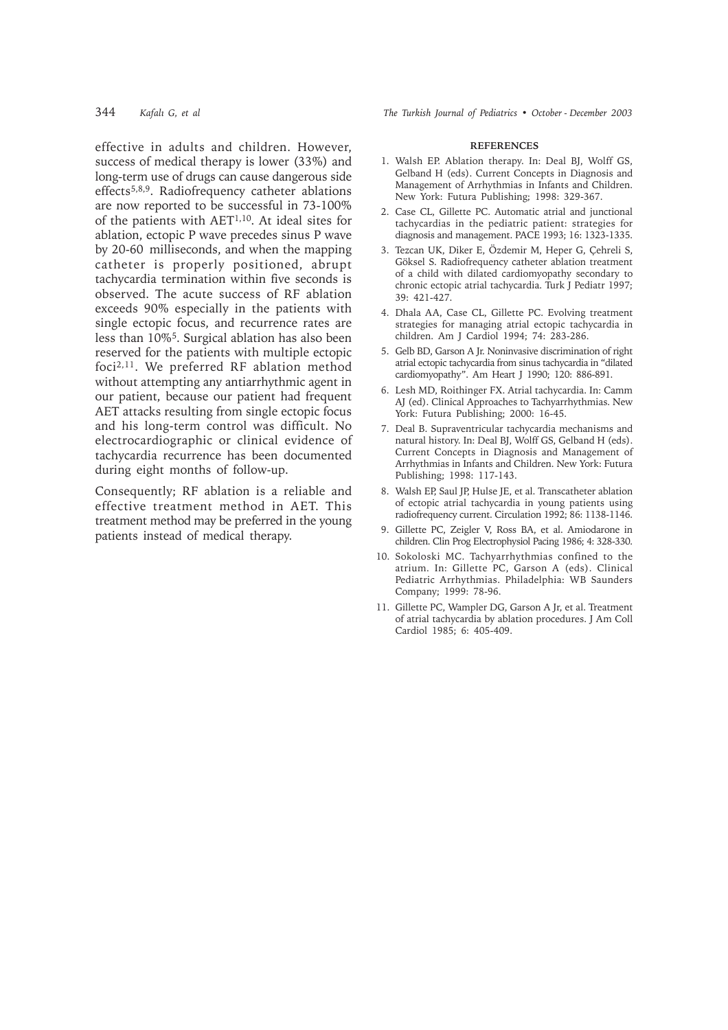effective in adults and children. However, success of medical therapy is lower (33%) and long-term use of drugs can cause dangerous side effects[5,8,9]. Radiofrequency catheter ablations are now reported to be successful in 73-100% of the patients with AET[1,10]. At ideal sites for ablation, ectopic P wave precedes sinus P wave by 20-60 milliseconds, and when the mapping catheter is properly positioned, abrupt tachycardia termination within five seconds is observed. The acute success of RF ablation exceeds 90% especially in the patients with single ectopic focus, and recurrence rates are less than 10%[5]. Surgical ablation has also been reserved for the patients with multiple ectopic foci[2,11]. We preferred RF ablation method without attempting any antiarrhythmic agent in our patient, because our patient had frequent AET attacks resulting from single ectopic focus and his long-term control was difficult. No electrocardiographic or clinical evidence of tachycardia recurrence has been documented during eight months of follow-up.

Consequently; RF ablation is a reliable and effective treatment method in AET. This treatment method may be preferred in the young patients instead of medical therapy.

## REFERENCES

1. Walsh EP. Ablation therapy. In: Deal BJ, Wolff GS, Gelband H (eds). Current Concepts in Diagnosis and Management of Arrhythmias in Infants and Children. New York: Futura Publishing; 1998: 329-367.
2. Case CL, Gillette PC. Automatic atrial and junctional tachycardias in the pediatric patient: strategies for diagnosis and management. PACE 1993; 16: 1323-1335.
3. Tezcan UK, Diker E, Özdemir M, Heper G, Çehreli S, Göksel S. Radiofrequency catheter ablation treatment of a child with dilated cardiomyopathy secondary to chronic ectopic atrial tachycardia. Turk J Pediatr 1997; 39: 421-427.
4. Dhala AA, Case CL, Gillette PC. Evolving treatment strategies for managing atrial ectopic tachycardia in children. Am J Cardiol 1994; 74: 283-286.
5. Gelb BD, Garson A Jr. Noninvasive discrimination of right atrial ectopic tachycardia from sinus tachycardia in "dilated cardiomyopathy". Am Heart J 1990; 120: 886-891.
6. Lesh MD, Roithinger FX. Atrial tachycardia. In: Camm AJ (ed). Clinical Approaches to Tachyarrhythmias. New York: Futura Publishing; 2000: 16-45.
7. Deal B. Supraventricular tachycardia mechanisms and natural history. In: Deal BJ, Wolff GS, Gelband H (eds). Current Concepts in Diagnosis and Management of Arrhythmias in Infants and Children. New York: Futura Publishing; 1998: 117-143.
8. Walsh EP, Saul JP, Hulse JE, et al. Transcatheter ablation of ectopic atrial tachycardia in young patients using radiofrequency current. Circulation 1992; 86: 1138-1146.
9. Gillette PC, Zeigler V, Ross BA, et al. Amiodarone in children. Clin Prog Electrophysiol Pacing 1986; 4: 328-330.
10. Sokoloski MC. Tachyarrhythmias confined to the atrium. In: Gillette PC, Garson A (eds). Clinical Pediatric Arrhythmias. Philadelphia: WB Saunders Company; 1999: 78-96.
11. Gillette PC, Wampler DG, Garson A Jr, et al. Treatment of atrial tachycardia by ablation procedures. J Am Coll Cardiol 1985; 6: 405-409.